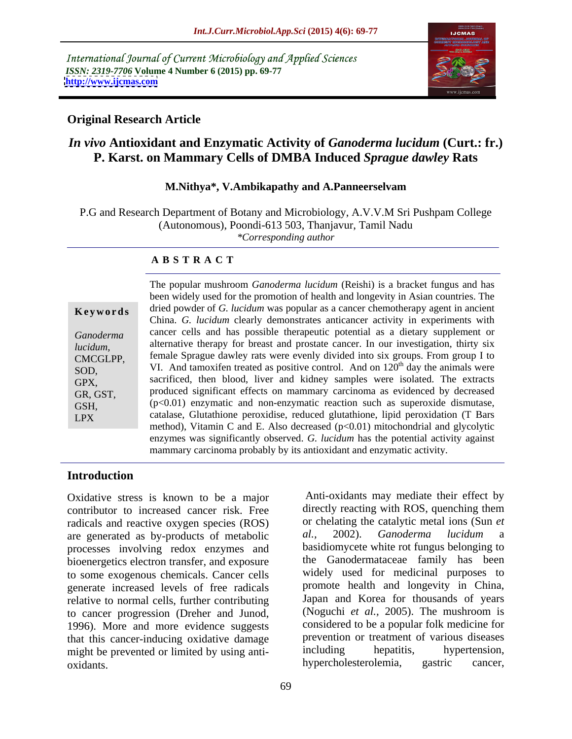International Journal of Current Microbiology and Applied Sciences
*ISSN: 2319-7706* **Volume 4 Number 6 (2015) pp. 69-77**
**http://www.ijcmas.com**

**Original Research Article**

# *In vivo* Antioxidant and Enzymatic Activity of *Ganoderma lucidum* (Curt.: fr.) P. Karst. on Mammary Cells of DMBA Induced *Sprague dawley* Rats

**M.Nithya\*, V.Ambikapathy and A.Panneerselvam**

P.G and Research Department of Botany and Microbiology, A.V.V.M Sri Pushpam College (Autonomous), Poondi-613 503, Thanjavur, Tamil Nadu
*\*Corresponding author*

**A B S T R A C T**

**Keywords**

*Ganoderma lucidum,* CMCGLPP, SOD, GPX, GR, GST, GSH, LPX

The popular mushroom *Ganoderma lucidum* (Reishi) is a bracket fungus and has been widely used for the promotion of health and longevity in Asian countries. The dried powder of *G. lucidum* was popular as a cancer chemotherapy agent in ancient China. *G. lucidum* clearly demonstrates anticancer activity in experiments with cancer cells and has possible therapeutic potential as a dietary supplement or alternative therapy for breast and prostate cancer. In our investigation, thirty six female Sprague dawley rats were evenly divided into six groups. From group I to VI. And tamoxifen treated as positive control. And on $120^{th}$ day the animals were sacrificed, then blood, liver and kidney samples were isolated. The extracts produced significant effects on mammary carcinoma as evidenced by decreased ($p<0.01$) enzymatic and non-enzymatic reaction such as superoxide dismutase, catalase, Glutathione peroxidise, reduced glutathione, lipid peroxidation (T Bars method), Vitamin C and E. Also decreased ($p<0.01$) mitochondrial and glycolytic enzymes was significantly observed. *G. lucidum* has the potential activity against mammary carcinoma probably by its antioxidant and enzymatic activity.

## Introduction

Oxidative stress is known to be a major contributor to increased cancer risk. Free radicals and reactive oxygen species (ROS) are generated as by-products of metabolic processes involving redox enzymes and bioenergetics electron transfer, and exposure to some exogenous chemicals. Cancer cells generate increased levels of free radicals relative to normal cells, further contributing to cancer progression (Dreher and Junod, 1996). More and more evidence suggests that this cancer-inducing oxidative damage might be prevented or limited by using anti-oxidants.

Anti-oxidants may mediate their effect by directly reacting with ROS, quenching them or chelating the catalytic metal ions (Sun *et al.,* 2002). *Ganoderma lucidum* a basidiomycete white rot fungus belonging to the Ganodermataceae family has been widely used for medicinal purposes to promote health and longevity in China, Japan and Korea for thousands of years (Noguchi *et al.,* 2005). The mushroom is considered to be a popular folk medicine for prevention or treatment of various diseases including hepatitis, hypertension, hypercholesterolemia, gastric cancer,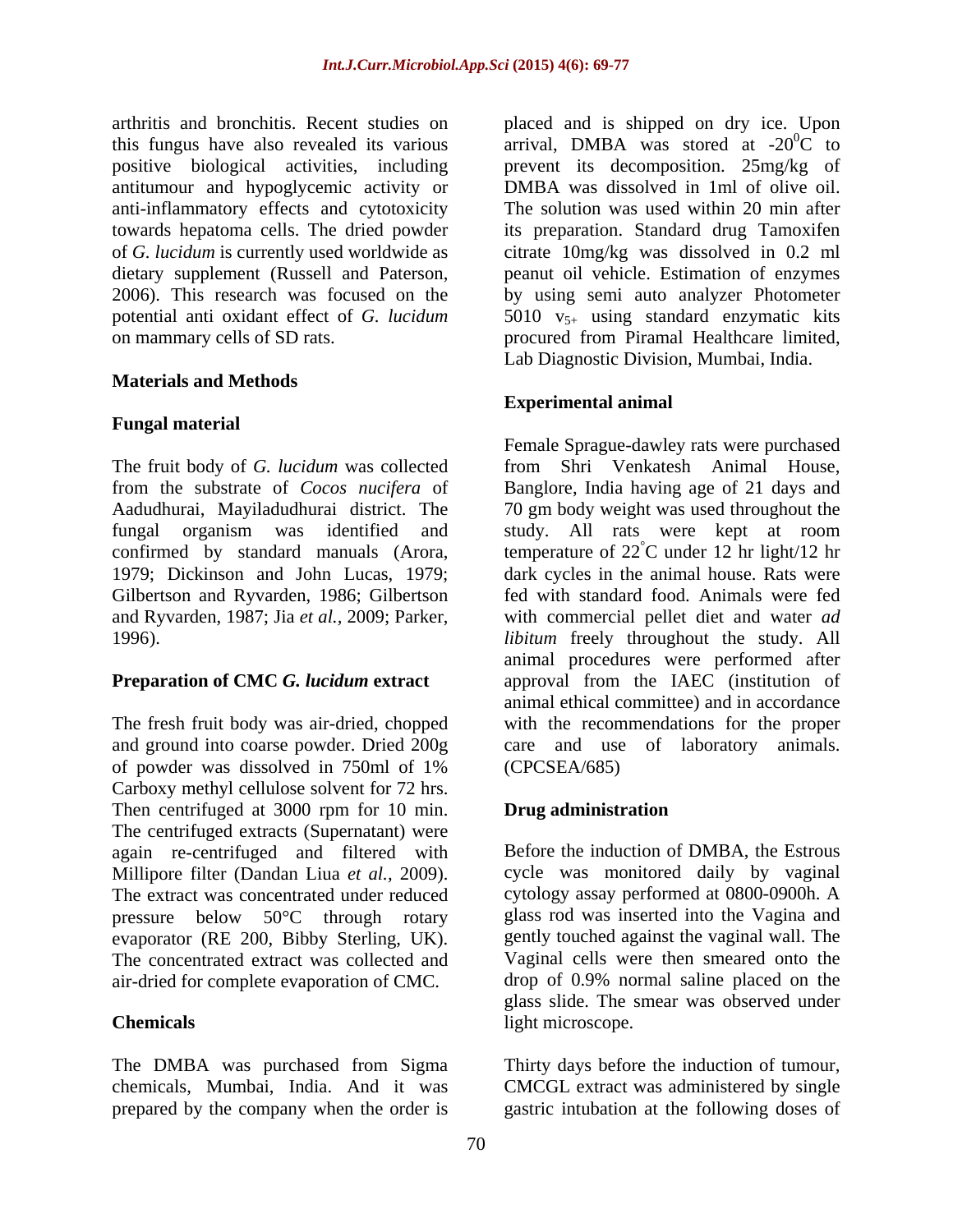arthritis and bronchitis. Recent studies on this fungus have also revealed its various positive biological activities, including antitumour and hypoglycemic activity or anti-inflammatory effects and cytotoxicity towards hepatoma cells. The dried powder of *G. lucidum* is currently used worldwide as dietary supplement (Russell and Paterson, 2006). This research was focused on the potential anti oxidant effect of *G. lucidum* on mammary cells of SD rats.

## Materials and Methods

### Fungal material

The fruit body of *G. lucidum* was collected from the substrate of *Cocos nucifera* of Aadudhurai, Mayiladudhurai district. The fungal organism was identified and confirmed by standard manuals (Arora, 1979; Dickinson and John Lucas, 1979; Gilbertson and Ryvarden, 1986; Gilbertson and Ryvarden, 1987; Jia *et al.,* 2009; Parker, 1996).

### Preparation of CMC *G. lucidum* extract

The fresh fruit body was air-dried, chopped and ground into coarse powder. Dried 200g of powder was dissolved in 750ml of 1% Carboxy methyl cellulose solvent for 72 hrs. Then centrifuged at 3000 rpm for 10 min. The centrifuged extracts (Supernatant) were again re-centrifuged and filtered with Millipore filter (Dandan Liua *et al.,* 2009). The extract was concentrated under reduced pressure below 50°C through rotary evaporator (RE 200, Bibby Sterling, UK). The concentrated extract was collected and air-dried for complete evaporation of CMC.

### Chemicals

The DMBA was purchased from Sigma chemicals, Mumbai, India. And it was prepared by the company when the order is placed and is shipped on dry ice. Upon arrival, DMBA was stored at $-20^0$C to prevent its decomposition. 25mg/kg of DMBA was dissolved in 1ml of olive oil. The solution was used within 20 min after its preparation. Standard drug Tamoxifen citrate 10mg/kg was dissolved in 0.2 ml peanut oil vehicle. Estimation of enzymes by using semi auto analyzer Photometer 5010 $v_{5+}$ using standard enzymatic kits procured from Piramal Healthcare limited, Lab Diagnostic Division, Mumbai, India.

### Experimental animal

Female Sprague-dawley rats were purchased from Shri Venkatesh Animal House, Banglore, India having age of 21 days and 70 gm body weight was used throughout the study. All rats were kept at room temperature of 22°C under 12 hr light/12 hr dark cycles in the animal house. Rats were fed with standard food. Animals were fed with commercial pellet diet and water *ad libitum* freely throughout the study. All animal procedures were performed after approval from the IAEC (institution of animal ethical committee) and in accordance with the recommendations for the proper care and use of laboratory animals. (CPCSEA/685)

### Drug administration

Before the induction of DMBA, the Estrous cycle was monitored daily by vaginal cytology assay performed at 0800-0900h. A glass rod was inserted into the Vagina and gently touched against the vaginal wall. The Vaginal cells were then smeared onto the drop of 0.9% normal saline placed on the glass slide. The smear was observed under light microscope.

Thirty days before the induction of tumour, CMCGL extract was administered by single gastric intubation at the following doses of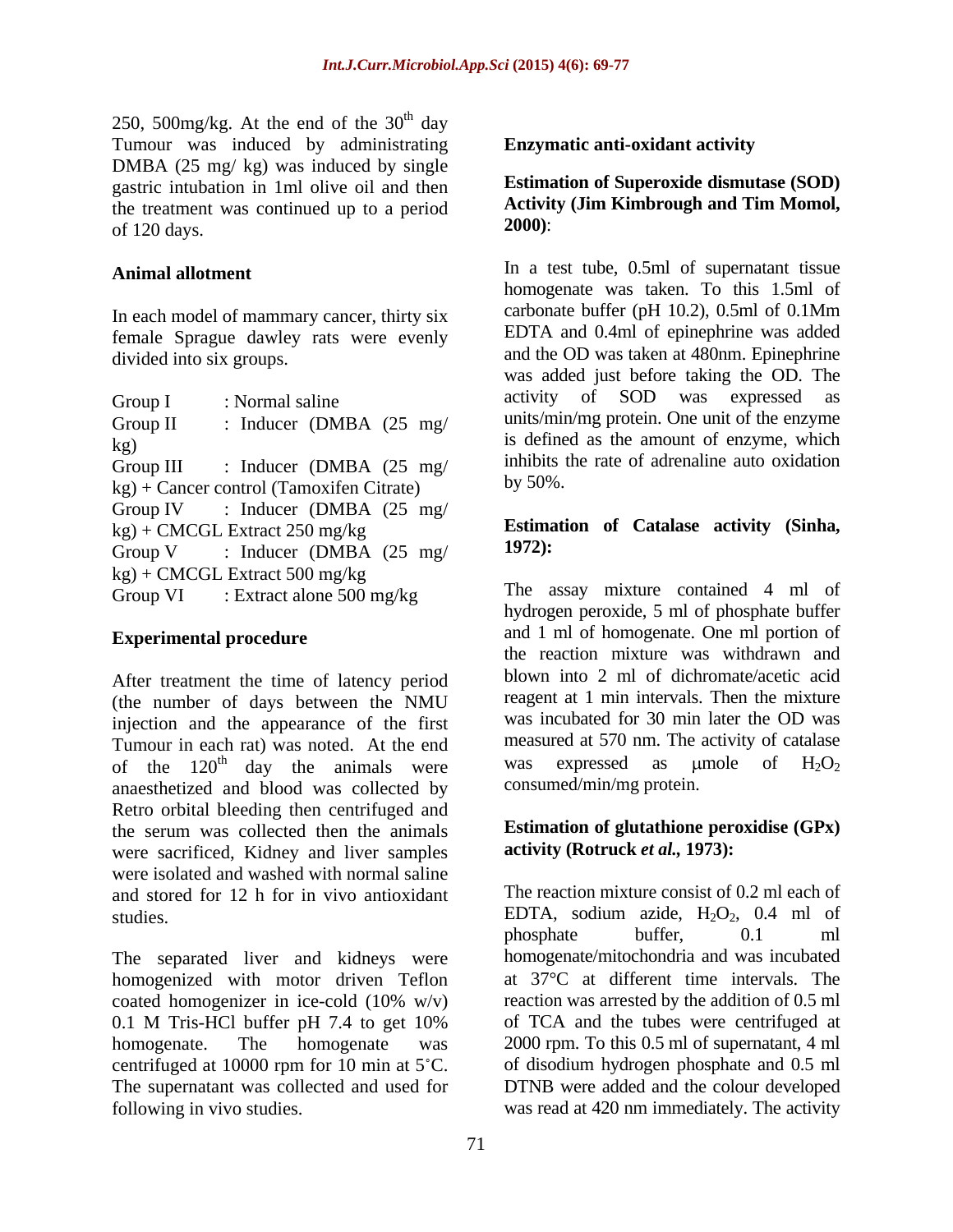250, 500mg/kg. At the end of the $30^{th}$ day Tumour was induced by administrating DMBA (25 mg/ kg) was induced by single gastric intubation in 1ml olive oil and then the treatment was continued up to a period of 120 days.

**Animal allotment**

In each model of mammary cancer, thirty six female Sprague dawley rats were evenly divided into six groups.

Group I : Normal saline
Group II : Inducer (DMBA (25 mg/ kg)
Group III : Inducer (DMBA (25 mg/ kg) + Cancer control (Tamoxifen Citrate)
Group IV : Inducer (DMBA (25 mg/ kg) + CMCGL Extract 250 mg/kg
Group V : Inducer (DMBA (25 mg/ kg) + CMCGL Extract 500 mg/kg
Group VI : Extract alone 500 mg/kg

**Experimental procedure**

After treatment the time of latency period (the number of days between the NMU injection and the appearance of the first Tumour in each rat) was noted. At the end of the $120^{th}$ day the animals were anaesthetized and blood was collected by Retro orbital bleeding then centrifuged and the serum was collected then the animals were sacrificed, Kidney and liver samples were isolated and washed with normal saline and stored for 12 h for in vivo antioxidant studies.

The separated liver and kidneys were homogenized with motor driven Teflon coated homogenizer in ice-cold (10% w/v) 0.1 M Tris-HCl buffer pH 7.4 to get 10% homogenate. The homogenate was centrifuged at 10000 rpm for 10 min at 5˚C. The supernatant was collected and used for following in vivo studies.

**Enzymatic anti-oxidant activity**

**Estimation of Superoxide dismutase (SOD) Activity (Jim Kimbrough and Tim Momol, 2000)**:

In a test tube, 0.5ml of supernatant tissue homogenate was taken. To this 1.5ml of carbonate buffer (pH 10.2), 0.5ml of 0.1Mm EDTA and 0.4ml of epinephrine was added and the OD was taken at 480nm. Epinephrine was added just before taking the OD. The activity of SOD was expressed as units/min/mg protein. One unit of the enzyme is defined as the amount of enzyme, which inhibits the rate of adrenaline auto oxidation by 50%.

**Estimation of Catalase activity (Sinha, 1972):**

The assay mixture contained 4 ml of hydrogen peroxide, 5 ml of phosphate buffer and 1 ml of homogenate. One ml portion of the reaction mixture was withdrawn and blown into 2 ml of dichromate/acetic acid reagent at 1 min intervals. Then the mixture was incubated for 30 min later the OD was measured at 570 nm. The activity of catalase was expressed as μmole of $H_2O_2$ consumed/min/mg protein.

**Estimation of glutathione peroxidise (GPx) activity (Rotruck *et al.*, 1973):**

The reaction mixture consist of 0.2 ml each of EDTA, sodium azide, $H_2O_2$, 0.4 ml of phosphate buffer, 0.1 ml homogenate/mitochondria and was incubated at 37°C at different time intervals. The reaction was arrested by the addition of 0.5 ml of TCA and the tubes were centrifuged at 2000 rpm. To this 0.5 ml of supernatant, 4 ml of disodium hydrogen phosphate and 0.5 ml DTNB were added and the colour developed was read at 420 nm immediately. The activity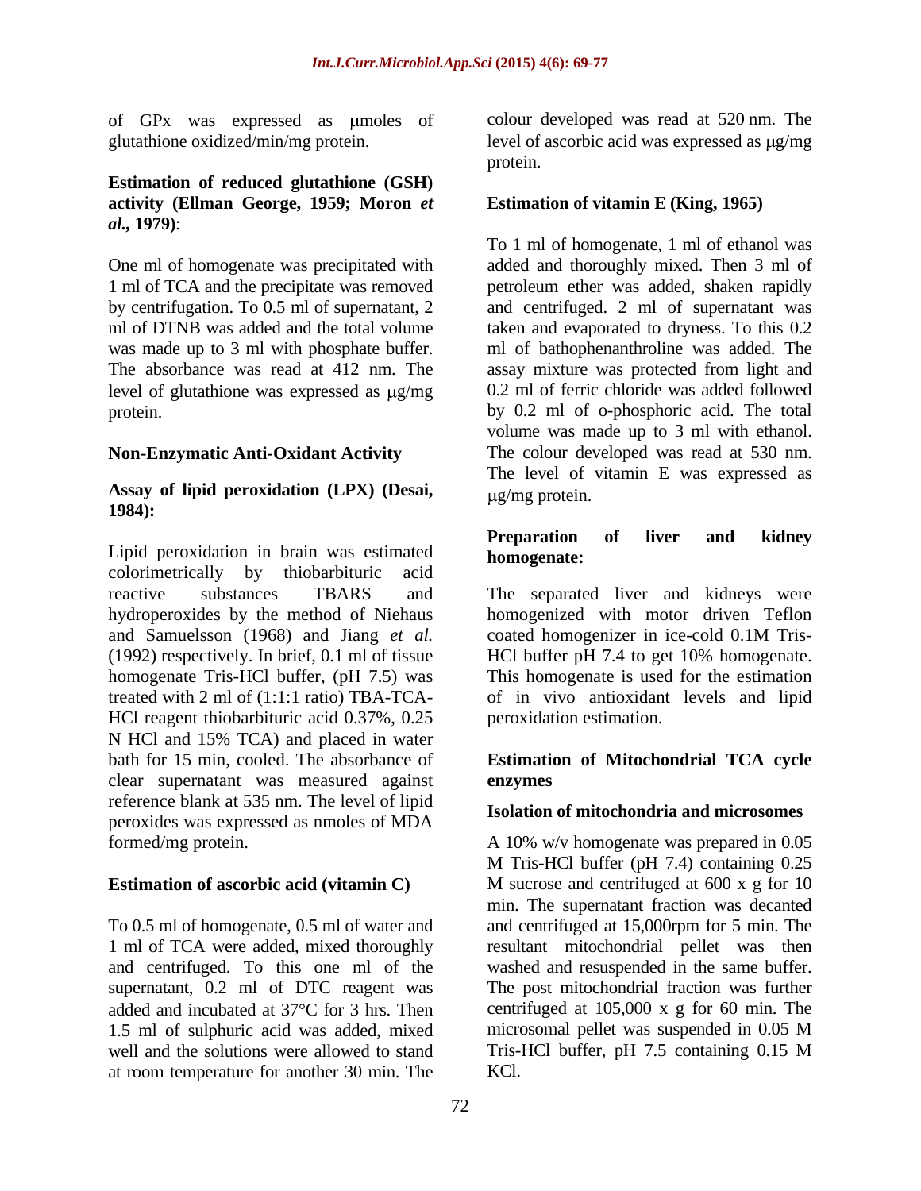of GPx was expressed as μmoles of glutathione oxidized/min/mg protein.

**Estimation of reduced glutathione (GSH) activity (Ellman George, 1959; Moron *et al.*, 1979)**:

One ml of homogenate was precipitated with 1 ml of TCA and the precipitate was removed by centrifugation. To 0.5 ml of supernatant, 2 ml of DTNB was added and the total volume was made up to 3 ml with phosphate buffer. The absorbance was read at 412 nm. The level of glutathione was expressed as μg/mg protein.

**Non-Enzymatic Anti-Oxidant Activity**

**Assay of lipid peroxidation (LPX) (Desai, 1984):**

Lipid peroxidation in brain was estimated colorimetrically by thiobarbituric acid reactive substances TBARS and hydroperoxides by the method of Niehaus and Samuelsson (1968) and Jiang *et al.* (1992) respectively. In brief, 0.1 ml of tissue homogenate Tris-HCl buffer, (pH 7.5) was treated with 2 ml of (1:1:1 ratio) TBA-TCA-HCl reagent thiobarbituric acid 0.37%, 0.25 N HCl and 15% TCA) and placed in water bath for 15 min, cooled. The absorbance of clear supernatant was measured against reference blank at 535 nm. The level of lipid peroxides was expressed as nmoles of MDA formed/mg protein.

**Estimation of ascorbic acid (vitamin C)**

To 0.5 ml of homogenate, 0.5 ml of water and 1 ml of TCA were added, mixed thoroughly and centrifuged. To this one ml of the supernatant, 0.2 ml of DTC reagent was added and incubated at 37°C for 3 hrs. Then 1.5 ml of sulphuric acid was added, mixed well and the solutions were allowed to stand at room temperature for another 30 min. The colour developed was read at 520 nm. The level of ascorbic acid was expressed as μg/mg protein.

**Estimation of vitamin E (King, 1965)**

To 1 ml of homogenate, 1 ml of ethanol was added and thoroughly mixed. Then 3 ml of petroleum ether was added, shaken rapidly and centrifuged. 2 ml of supernatant was taken and evaporated to dryness. To this 0.2 ml of bathophenanthroline was added. The assay mixture was protected from light and 0.2 ml of ferric chloride was added followed by 0.2 ml of o-phosphoric acid. The total volume was made up to 3 ml with ethanol. The colour developed was read at 530 nm. The level of vitamin E was expressed as μg/mg protein.

**Preparation of liver and kidney homogenate:**

The separated liver and kidneys were homogenized with motor driven Teflon coated homogenizer in ice-cold 0.1M Tris-HCl buffer pH 7.4 to get 10% homogenate. This homogenate is used for the estimation of in vivo antioxidant levels and lipid peroxidation estimation.

**Estimation of Mitochondrial TCA cycle enzymes**

**Isolation of mitochondria and microsomes**

A 10% w/v homogenate was prepared in 0.05 M Tris-HCl buffer (pH 7.4) containing 0.25 M sucrose and centrifuged at 600 x g for 10 min. The supernatant fraction was decanted and centrifuged at 15,000rpm for 5 min. The resultant mitochondrial pellet was then washed and resuspended in the same buffer. The post mitochondrial fraction was further centrifuged at 105,000 x g for 60 min. The microsomal pellet was suspended in 0.05 M Tris-HCl buffer, pH 7.5 containing 0.15 M KCl.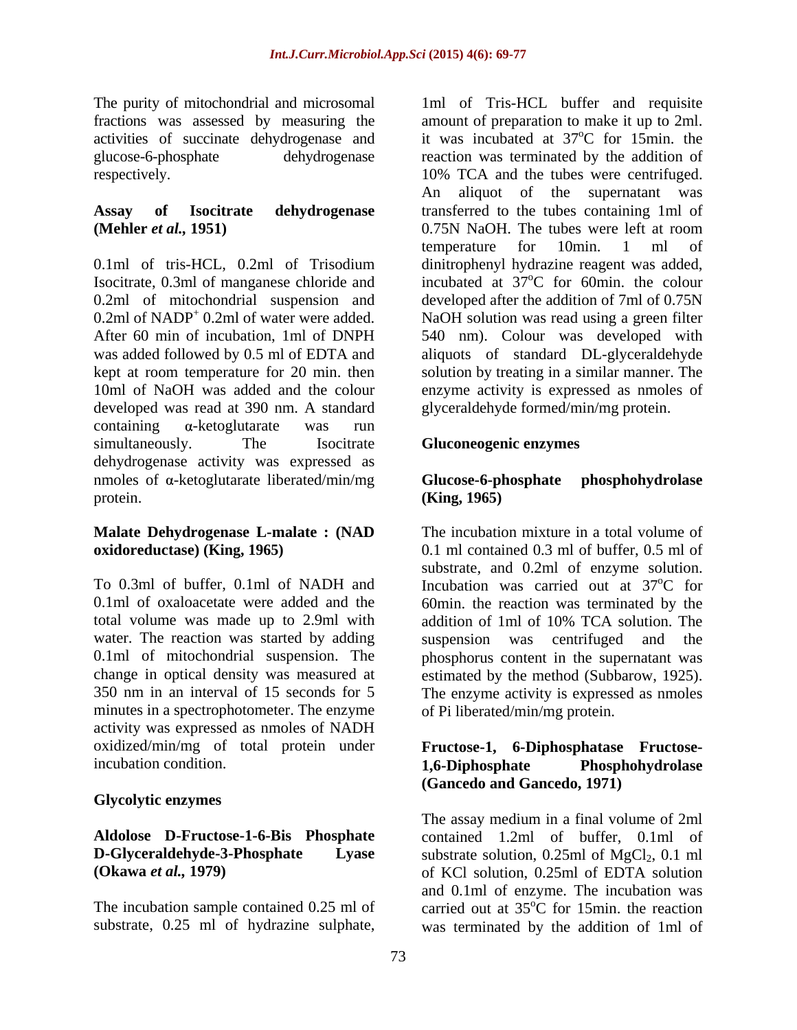The purity of mitochondrial and microsomal fractions was assessed by measuring the activities of succinate dehydrogenase and glucose-6-phosphate dehydrogenase respectively.

**Assay of Isocitrate dehydrogenase (Mehler *et al.*, 1951)**

0.1ml of tris-HCL, 0.2ml of Trisodium Isocitrate, 0.3ml of manganese chloride and 0.2ml of mitochondrial suspension and 0.2ml of $NADP^+$ 0.2ml of water were added. After 60 min of incubation, 1ml of DNPH was added followed by 0.5 ml of EDTA and kept at room temperature for 20 min. then 10ml of NaOH was added and the colour developed was read at 390 nm. A standard containing α-ketoglutarate was run simultaneously. The Isocitrate dehydrogenase activity was expressed as nmoles of α-ketoglutarate liberated/min/mg protein.

**Malate Dehydrogenase L-malate : (NAD oxidoreductase) (King, 1965)**

To 0.3ml of buffer, 0.1ml of NADH and 0.1ml of oxaloacetate were added and the total volume was made up to 2.9ml with water. The reaction was started by adding 0.1ml of mitochondrial suspension. The change in optical density was measured at 350 nm in an interval of 15 seconds for 5 minutes in a spectrophotometer. The enzyme activity was expressed as nmoles of NADH oxidized/min/mg of total protein under incubation condition.

**Glycolytic enzymes**

**Aldolose D-Fructose-1-6-Bis Phosphate D-Glyceraldehyde-3-Phosphate Lyase (Okawa *et al.*, 1979)**

The incubation sample contained 0.25 ml of substrate, 0.25 ml of hydrazine sulphate, 1ml of Tris-HCL buffer and requisite amount of preparation to make it up to 2ml. it was incubated at 37°C for 15min. the reaction was terminated by the addition of 10% TCA and the tubes were centrifuged. An aliquot of the supernatant was transferred to the tubes containing 1ml of 0.75N NaOH. The tubes were left at room temperature for 10min. 1 ml of dinitrophenyl hydrazine reagent was added, incubated at 37°C for 60min. the colour developed after the addition of 7ml of 0.75N NaOH solution was read using a green filter 540 nm). Colour was developed with aliquots of standard DL-glyceraldehyde solution by treating in a similar manner. The enzyme activity is expressed as nmoles of glyceraldehyde formed/min/mg protein.

**Gluconeogenic enzymes**

**Glucose-6-phosphate phosphohydrolase (King, 1965)**

The incubation mixture in a total volume of 0.1 ml contained 0.3 ml of buffer, 0.5 ml of substrate, and 0.2ml of enzyme solution. Incubation was carried out at 37°C for 60min. the reaction was terminated by the addition of 1ml of 10% TCA solution. The suspension was centrifuged and the phosphorus content in the supernatant was estimated by the method (Subbarow, 1925). The enzyme activity is expressed as nmoles of Pi liberated/min/mg protein.

**Fructose-1, 6-Diphosphatase Fructose-1,6-Diphosphate Phosphohydrolase (Gancedo and Gancedo, 1971)**

The assay medium in a final volume of 2ml contained 1.2ml of buffer, 0.1ml of substrate solution, 0.25ml of $MgCl_2$, 0.1 ml of KCl solution, 0.25ml of EDTA solution and 0.1ml of enzyme. The incubation was carried out at 35°C for 15min. the reaction was terminated by the addition of 1ml of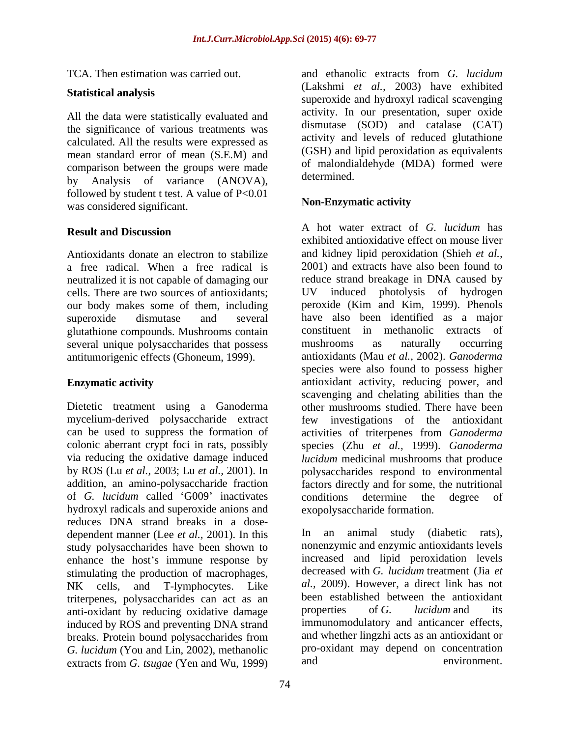TCA. Then estimation was carried out.

**Statistical analysis**

All the data were statistically evaluated and the significance of various treatments was calculated. All the results were expressed as mean standard error of mean (S.E.M) and comparison between the groups were made by Analysis of variance (ANOVA), followed by student t test. A value of $P<0.01$ was considered significant.

## Result and Discussion

Antioxidants donate an electron to stabilize a free radical. When a free radical is neutralized it is not capable of damaging our cells. There are two sources of antioxidants; our body makes some of them, including superoxide dismutase and several glutathione compounds. Mushrooms contain several unique polysaccharides that possess antitumorigenic effects (Ghoneum, 1999).

**Enzymatic activity**

Dietetic treatment using a Ganoderma mycelium-derived polysaccharide extract can be used to suppress the formation of colonic aberrant crypt foci in rats, possibly via reducing the oxidative damage induced by ROS (Lu *et al.*, 2003; Lu *et al.*, 2001). In addition, an amino-polysaccharide fraction of *G. lucidum* called 'G009' inactivates hydroxyl radicals and superoxide anions and reduces DNA strand breaks in a dose-dependent manner (Lee *et al.*, 2001). In this study polysaccharides have been shown to enhance the host's immune response by stimulating the production of macrophages, NK cells, and T-lymphocytes. Like triterpenes, polysaccharides can act as an anti-oxidant by reducing oxidative damage induced by ROS and preventing DNA strand breaks. Protein bound polysaccharides from *G. lucidum* (You and Lin, 2002), methanolic extracts from *G. tsugae* (Yen and Wu, 1999) and ethanolic extracts from *G. lucidum* (Lakshmi *et al.*, 2003) have exhibited superoxide and hydroxyl radical scavenging activity. In our presentation, super oxide dismutase (SOD) and catalase (CAT) activity and levels of reduced glutathione (GSH) and lipid peroxidation as equivalents of malondialdehyde (MDA) formed were determined.

**Non-Enzymatic activity**

A hot water extract of *G. lucidum* has exhibited antioxidative effect on mouse liver and kidney lipid peroxidation (Shieh *et al.*, 2001) and extracts have also been found to reduce strand breakage in DNA caused by UV induced photolysis of hydrogen peroxide (Kim and Kim, 1999). Phenols have also been identified as a major constituent in methanolic extracts of mushrooms as naturally occurring antioxidants (Mau *et al.*, 2002). *Ganoderma* species were also found to possess higher antioxidant activity, reducing power, and scavenging and chelating abilities than the other mushrooms studied. There have been few investigations of the antioxidant activities of triterpenes from *Ganoderma* species (Zhu *et al.*, 1999). *Ganoderma lucidum* medicinal mushrooms that produce polysaccharides respond to environmental factors directly and for some, the nutritional conditions determine the degree of exopolysaccharide formation.

In an animal study (diabetic rats), nonenzymic and enzymic antioxidants levels increased and lipid peroxidation levels decreased with *G. lucidum* treatment (Jia *et al.,* 2009). However, a direct link has not been established between the antioxidant properties of *G. lucidum* and its immunomodulatory and anticancer effects, and whether lingzhi acts as an antioxidant or pro-oxidant may depend on concentration and environment.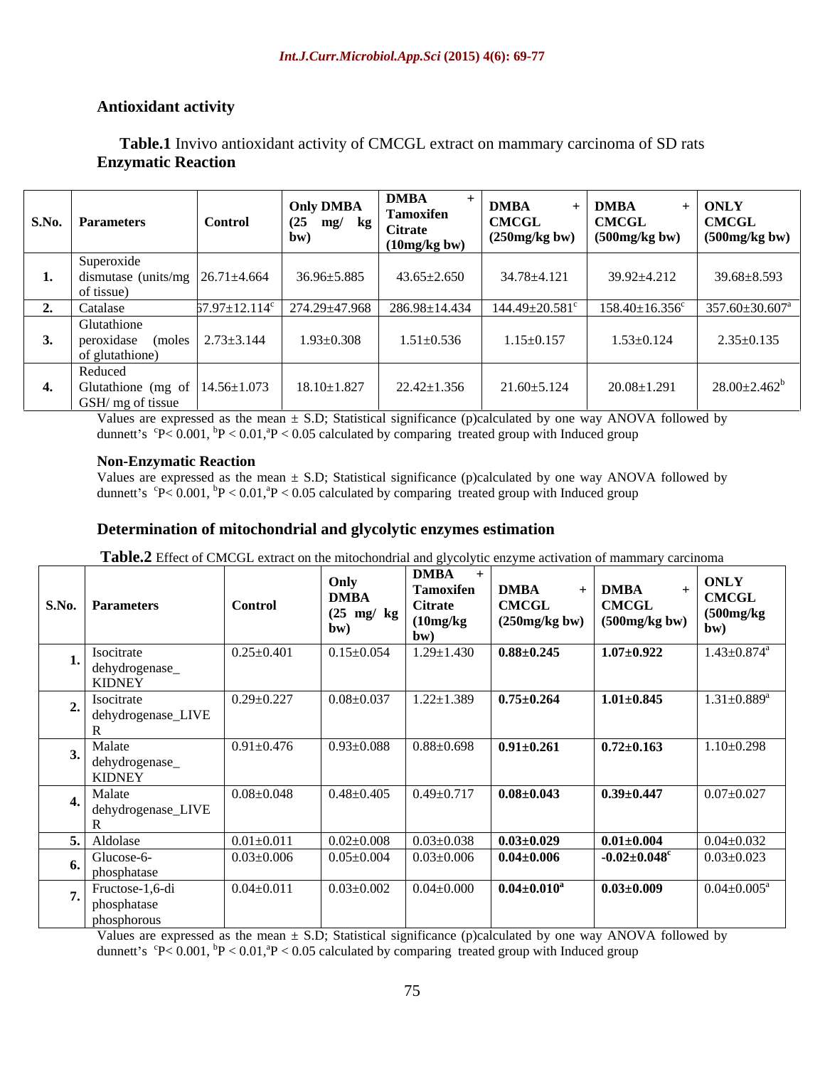## Antioxidant activity

**Table.1** Invivo antioxidant activity of CMCGL extract on mammary carcinoma of SD rats

**Enzymatic Reaction**

| S.No. | Parameters | Control | Only DMBA (25 mg/ kg bw) | DMBA + Tamoxifen Citrate (10mg/kg bw) | DMBA + CMCGL (250mg/kg bw) | DMBA + CMCGL (500mg/kg bw) | ONLY CMCGL (500mg/kg bw) |
|---|---|---|---|---|---|---|---|
| 1. | Superoxide dismutase (units/mg of tissue) | 26.71±4.664 | 36.96±5.885 | 43.65±2.650 | 34.78±4.121 | 39.92±4.212 | 39.68±8.593 |
| 2. | Catalase | 67.97±12.114[c] | 274.29±47.968 | 286.98±14.434 | 144.49±20.581[c] | 158.40±16.356[c] | 357.60±30.607[a] |
| 3. | Glutathione peroxidase (moles of glutathione) | 2.73±3.144 | 1.93±0.308 | 1.51±0.536 | 1.15±0.157 | 1.53±0.124 | 2.35±0.135 |
| 4. | Reduced Glutathione (mg of GSH/ mg of tissue | 14.56±1.073 | 18.10±1.827 | 22.42±1.356 | 21.60±5.124 | 20.08±1.291 | 28.00±2.462[b] |

Values are expressed as the mean ± S.D; Statistical significance (p)calculated by one way ANOVA followed by dunnett's [c]$P < 0.001$, [b]$P < 0.01$,[a]$P < 0.05$ calculated by comparing treated group with Induced group

**Non-Enzymatic Reaction**

Values are expressed as the mean ± S.D; Statistical significance (p)calculated by one way ANOVA followed by dunnett's [c]$P < 0.001$, [b]$P < 0.01$,[a]$P < 0.05$ calculated by comparing treated group with Induced group

## Determination of mitochondrial and glycolytic enzymes estimation

**Table.2** Effect of CMCGL extract on the mitochondrial and glycolytic enzyme activation of mammary carcinoma

| S.No. | Parameters | Control | Only DMBA (25 mg/ kg bw) | DMBA + Tamoxifen Citrate (10mg/kg bw) | DMBA + CMCGL (250mg/kg bw) | DMBA + CMCGL (500mg/kg bw) | ONLY CMCGL (500mg/kg bw) |
|---|---|---|---|---|---|---|---|
| 1. | Isocitrate dehydrogenase_ KIDNEY | 0.25±0.401 | 0.15±0.054 | 1.29±1.430 | **0.88±0.245** | **1.07±0.922** | 1.43±0.874[a] |
| 2. | Isocitrate dehydrogenase_LIVER | 0.29±0.227 | 0.08±0.037 | 1.22±1.389 | **0.75±0.264** | **1.01±0.845** | 1.31±0.889[a] |
| 3. | Malate dehydrogenase_ KIDNEY | 0.91±0.476 | 0.93±0.088 | 0.88±0.698 | **0.91±0.261** | **0.72±0.163** | 1.10±0.298 |
| 4. | Malate dehydrogenase_LIVER | 0.08±0.048 | 0.48±0.405 | 0.49±0.717 | **0.08±0.043** | **0.39±0.447** | 0.07±0.027 |
| 5. | Aldolase | 0.01±0.011 | 0.02±0.008 | 0.03±0.038 | **0.03±0.029** | **0.01±0.004** | 0.04±0.032 |
| 6. | Glucose-6-phosphatase | 0.03±0.006 | 0.05±0.004 | 0.03±0.006 | **0.04±0.006** | **-0.02±0.048[c]** | 0.03±0.023 |
| 7. | Fructose-1,6-di phosphatase phosphorous | 0.04±0.011 | 0.03±0.002 | 0.04±0.000 | **0.04±0.010[a]** | **0.03±0.009** | 0.04±0.005[a] |

Values are expressed as the mean ± S.D; Statistical significance (p)calculated by one way ANOVA followed by dunnett's [c]$P < 0.001$, [b]$P < 0.01$,[a]$P < 0.05$ calculated by comparing treated group with Induced group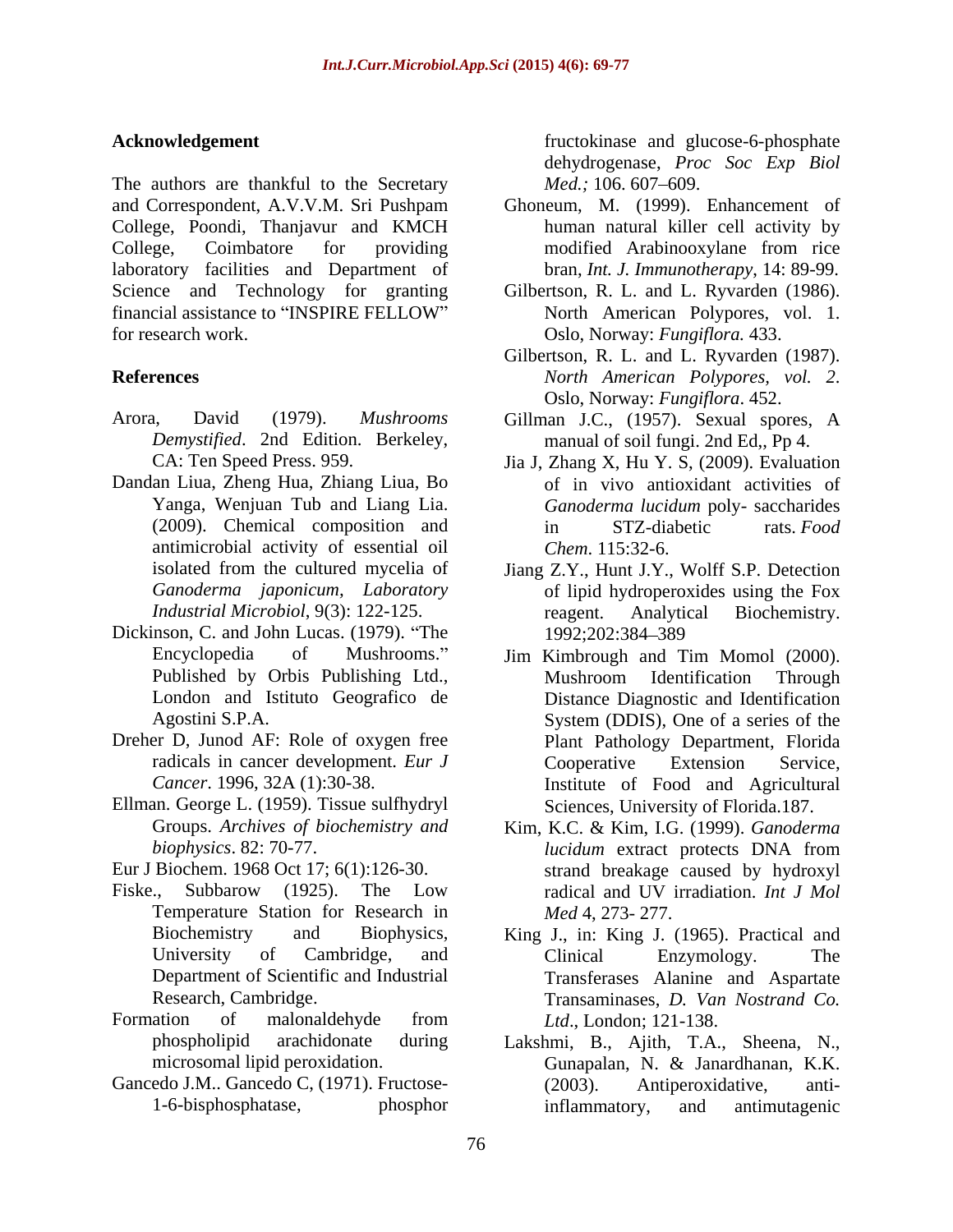## Acknowledgement

The authors are thankful to the Secretary and Correspondent, A.V.V.M. Sri Pushpam College, Poondi, Thanjavur and KMCH College, Coimbatore for providing laboratory facilities and Department of Science and Technology for granting financial assistance to "INSPIRE FELLOW" for research work.

## References

Arora, David (1979). *Mushrooms Demystified*. 2nd Edition. Berkeley, CA: Ten Speed Press. 959.

Dandan Liua, Zheng Hua, Zhiang Liua, Bo Yanga, Wenjuan Tub and Liang Lia. (2009). Chemical composition and antimicrobial activity of essential oil isolated from the cultured mycelia of *Ganoderma japonicum, Laboratory Industrial Microbiol*, 9(3): 122-125.

Dickinson, C. and John Lucas. (1979). "The Encyclopedia of Mushrooms." Published by Orbis Publishing Ltd., London and Istituto Geografico de Agostini S.P.A.

Dreher D, Junod AF: Role of oxygen free radicals in cancer development. *Eur J Cancer*. 1996, 32A (1):30-38.

Ellman. George L. (1959). Tissue sulfhydryl Groups. *Archives of biochemistry and biophysics*. 82: 70-77.

Eur J Biochem. 1968 Oct 17; 6(1):126-30.

Fiske., Subbarow (1925). The Low Temperature Station for Research in Biochemistry and Biophysics, University of Cambridge, and Department of Scientific and Industrial Research, Cambridge.

Formation of malonaldehyde from phospholipid arachidonate during microsomal lipid peroxidation.

Gancedo J.M.. Gancedo C, (1971). Fructose-1-6-bisphosphatase, phosphor fructokinase and glucose-6-phosphate dehydrogenase, *Proc Soc Exp Biol Med.;* 106. 607–609.

Ghoneum, M. (1999). Enhancement of human natural killer cell activity by modified Arabinooxylane from rice bran, *Int. J. Immunotherapy*, 14: 89-99.

Gilbertson, R. L. and L. Ryvarden (1986). North American Polypores, vol. 1. Oslo, Norway: *Fungiflora.* 433.

Gilbertson, R. L. and L. Ryvarden (1987). *North American Polypores, vol. 2*. Oslo, Norway: *Fungiflora*. 452.

Gillman J.C., (1957). Sexual spores, A manual of soil fungi. 2nd Ed,, Pp 4.

Jia J, Zhang X, Hu Y. S, (2009). Evaluation of in vivo antioxidant activities of *Ganoderma lucidum* poly- saccharides in STZ-diabetic rats. *Food Chem*. 115:32-6.

Jiang Z.Y., Hunt J.Y., Wolff S.P. Detection of lipid hydroperoxides using the Fox reagent. Analytical Biochemistry. 1992;202:384–389

Jim Kimbrough and Tim Momol (2000). Mushroom Identification Through Distance Diagnostic and Identification System (DDIS), One of a series of the Plant Pathology Department, Florida Cooperative Extension Service, Institute of Food and Agricultural Sciences, University of Florida.187.

Kim, K.C. & Kim, I.G. (1999). *Ganoderma lucidum* extract protects DNA from strand breakage caused by hydroxyl radical and UV irradiation. *Int J Mol Med* 4, 273- 277.

King J., in: King J. (1965). Practical and Clinical Enzymology. The Transferases Alanine and Aspartate Transaminases, *D. Van Nostrand Co. Ltd*., London; 121-138.

Lakshmi, B., Ajith, T.A., Sheena, N., Gunapalan, N. & Janardhanan, K.K. (2003). Antiperoxidative, anti-inflammatory, and antimutagenic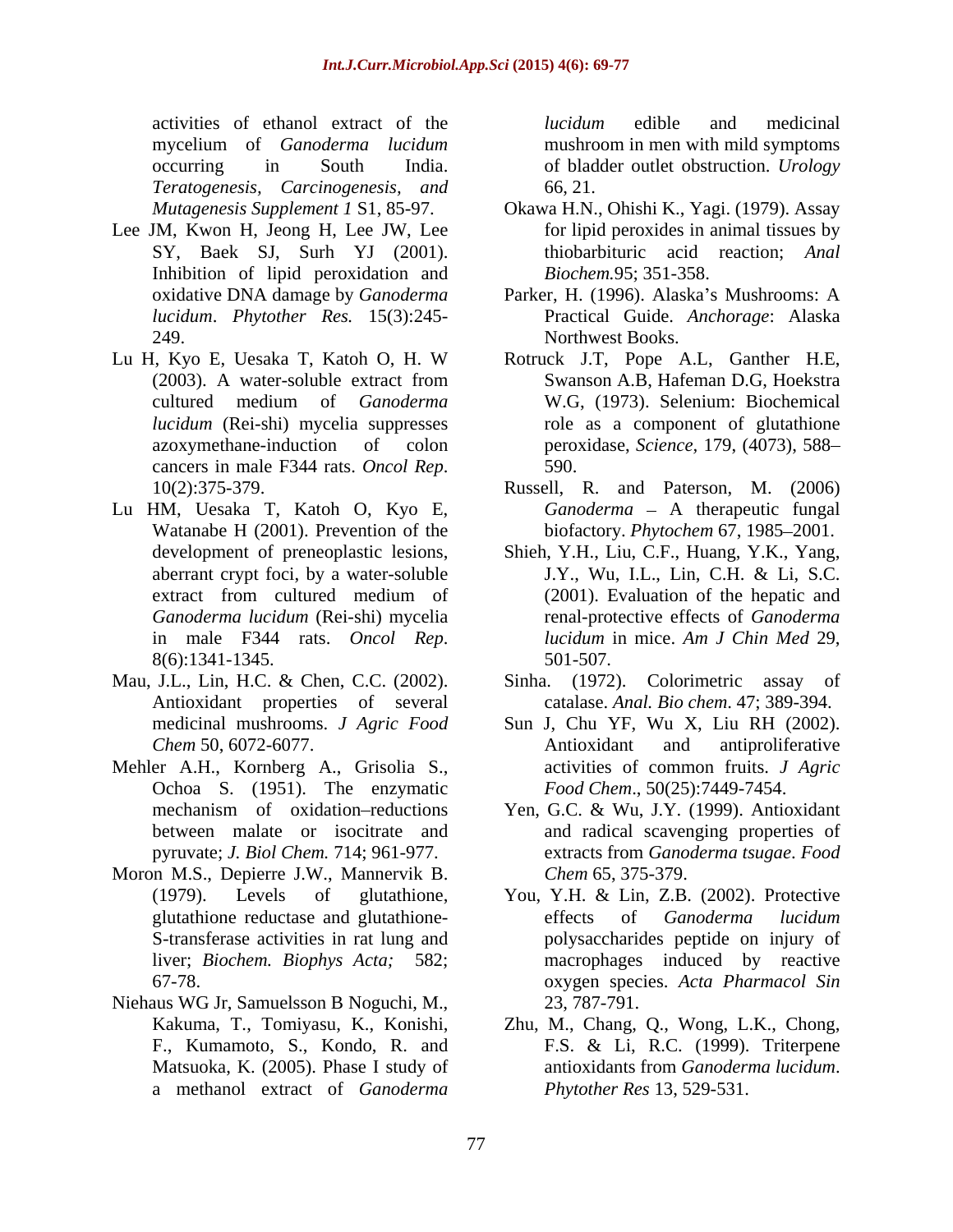activities of ethanol extract of the mycelium of *Ganoderma lucidum* occurring in South India. *Teratogenesis, Carcinogenesis, and Mutagenesis Supplement 1* S1, 85-97.

Lee JM, Kwon H, Jeong H, Lee JW, Lee SY, Baek SJ, Surh YJ (2001). Inhibition of lipid peroxidation and oxidative DNA damage by *Ganoderma lucidum*. *Phytother Res.* 15(3):245-249.

Lu H, Kyo E, Uesaka T, Katoh O, H. W (2003). A water-soluble extract from cultured medium of *Ganoderma lucidum* (Rei-shi) mycelia suppresses azoxymethane-induction of colon cancers in male F344 rats. *Oncol Rep*. 10(2):375-379.

Lu HM, Uesaka T, Katoh O, Kyo E, Watanabe H (2001). Prevention of the development of preneoplastic lesions, aberrant crypt foci, by a water-soluble extract from cultured medium of *Ganoderma lucidum* (Rei-shi) mycelia in male F344 rats. *Oncol Rep*. 8(6):1341-1345.

Mau, J.L., Lin, H.C. & Chen, C.C. (2002). Antioxidant properties of several medicinal mushrooms. *J Agric Food Chem* 50, 6072-6077.

Mehler A.H., Kornberg A., Grisolia S., Ochoa S. (1951). The enzymatic mechanism of oxidation–reductions between malate or isocitrate and pyruvate; *J. Biol Chem.* 714; 961-977.

Moron M.S., Depierre J.W., Mannervik B. (1979). Levels of glutathione, glutathione reductase and glutathione-S-transferase activities in rat lung and liver; *Biochem. Biophys Acta;* 582; 67-78.

Niehaus WG Jr, Samuelsson B Noguchi, M., Kakuma, T., Tomiyasu, K., Konishi, F., Kumamoto, S., Kondo, R. and Matsuoka, K. (2005). Phase I study of a methanol extract of *Ganoderma lucidum* edible and medicinal mushroom in men with mild symptoms of bladder outlet obstruction. *Urology* 66, 21.

Okawa H.N., Ohishi K., Yagi. (1979). Assay for lipid peroxides in animal tissues by thiobarbituric acid reaction; *Anal Biochem.*95; 351-358.

Parker, H. (1996). Alaska's Mushrooms: A Practical Guide. *Anchorage*: Alaska Northwest Books.

Rotruck J.T, Pope A.L, Ganther H.E, Swanson A.B, Hafeman D.G, Hoekstra W.G, (1973). Selenium: Biochemical role as a component of glutathione peroxidase, *Science,* 179, (4073), 588–590.

Russell, R. and Paterson, M. (2006) *Ganoderma* – A therapeutic fungal biofactory. *Phytochem* 67, 1985–2001.

Shieh, Y.H., Liu, C.F., Huang, Y.K., Yang, J.Y., Wu, I.L., Lin, C.H. & Li, S.C. (2001). Evaluation of the hepatic and renal-protective effects of *Ganoderma lucidum* in mice. *Am J Chin Med* 29, 501-507.

Sinha. (1972). Colorimetric assay of catalase. *Anal. Bio chem*. 47; 389-394.

Sun J, Chu YF, Wu X, Liu RH (2002). Antioxidant and antiproliferative activities of common fruits. *J Agric Food Chem*., 50(25):7449-7454.

Yen, G.C. & Wu, J.Y. (1999). Antioxidant and radical scavenging properties of extracts from *Ganoderma tsugae*. *Food Chem* 65, 375-379.

You, Y.H. & Lin, Z.B. (2002). Protective effects of *Ganoderma lucidum* polysaccharides peptide on injury of macrophages induced by reactive oxygen species. *Acta Pharmacol Sin* 23, 787-791.

Zhu, M., Chang, Q., Wong, L.K., Chong, F.S. & Li, R.C. (1999). Triterpene antioxidants from *Ganoderma lucidum*. *Phytother Res* 13, 529-531.